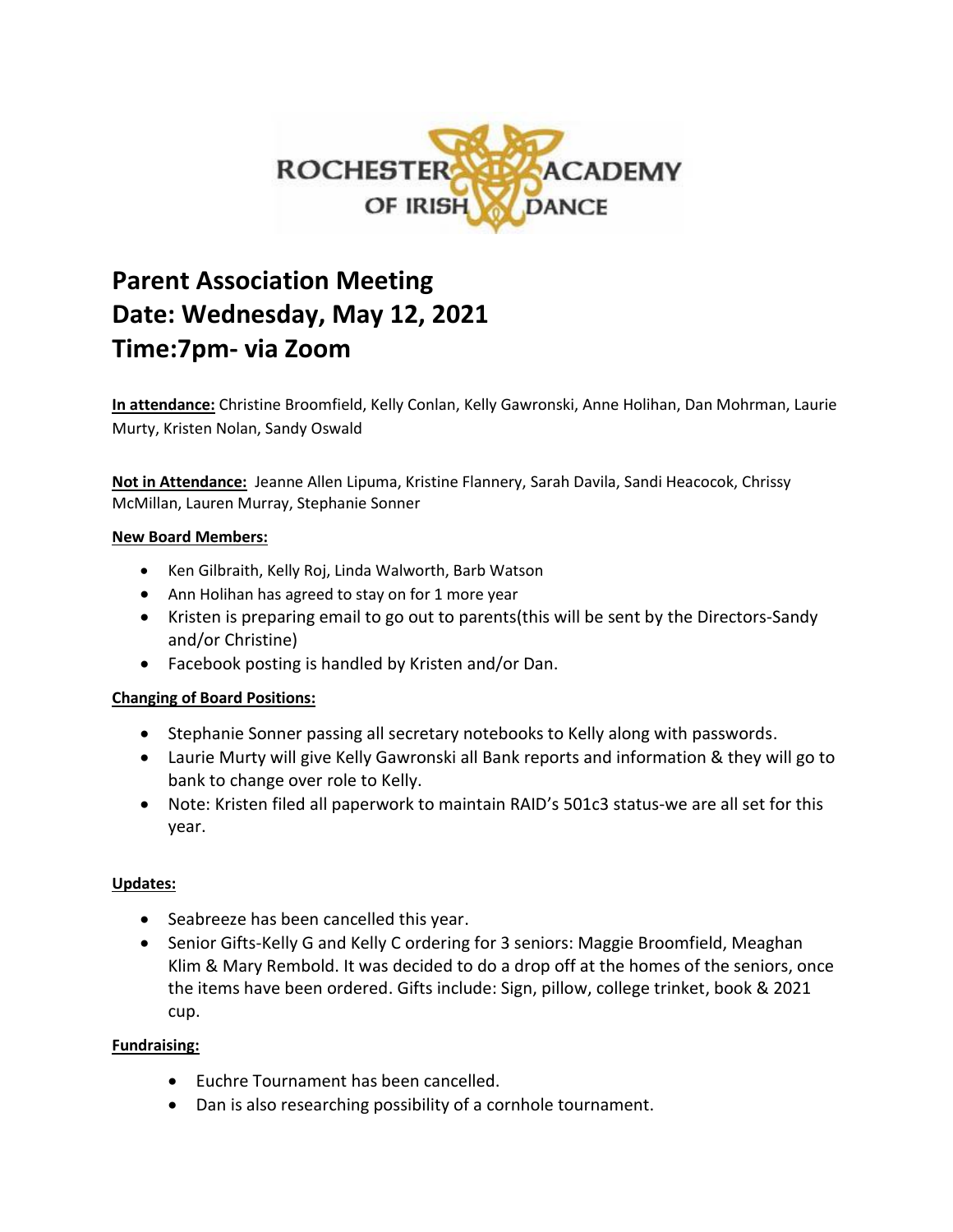ROCHESTER ACADEMY OF IRISH DANCE

# Parent Association Meeting
# Date: Wednesday, May 12, 2021
# Time:7pm- via Zoom

**In attendance:** Christine Broomfield, Kelly Conlan, Kelly Gawronski, Anne Holihan, Dan Mohrman, Laurie Murty, Kristen Nolan, Sandy Oswald

**Not in Attendance:** Jeanne Allen Lipuma, Kristine Flannery, Sarah Davila, Sandi Heacocok, Chrissy McMillan, Lauren Murray, Stephanie Sonner

**New Board Members:**

- Ken Gilbraith, Kelly Roj, Linda Walworth, Barb Watson
- Ann Holihan has agreed to stay on for 1 more year
- Kristen is preparing email to go out to parents(this will be sent by the Directors-Sandy and/or Christine)
- Facebook posting is handled by Kristen and/or Dan.

**Changing of Board Positions:**

- Stephanie Sonner passing all secretary notebooks to Kelly along with passwords.
- Laurie Murty will give Kelly Gawronski all Bank reports and information & they will go to bank to change over role to Kelly.
- Note: Kristen filed all paperwork to maintain RAID's 501c3 status-we are all set for this year.

**Updates:**

- Seabreeze has been cancelled this year.
- Senior Gifts-Kelly G and Kelly C ordering for 3 seniors: Maggie Broomfield, Meaghan Klim & Mary Rembold. It was decided to do a drop off at the homes of the seniors, once the items have been ordered. Gifts include: Sign, pillow, college trinket, book & 2021 cup.

**Fundraising:**

- Euchre Tournament has been cancelled.
- Dan is also researching possibility of a cornhole tournament.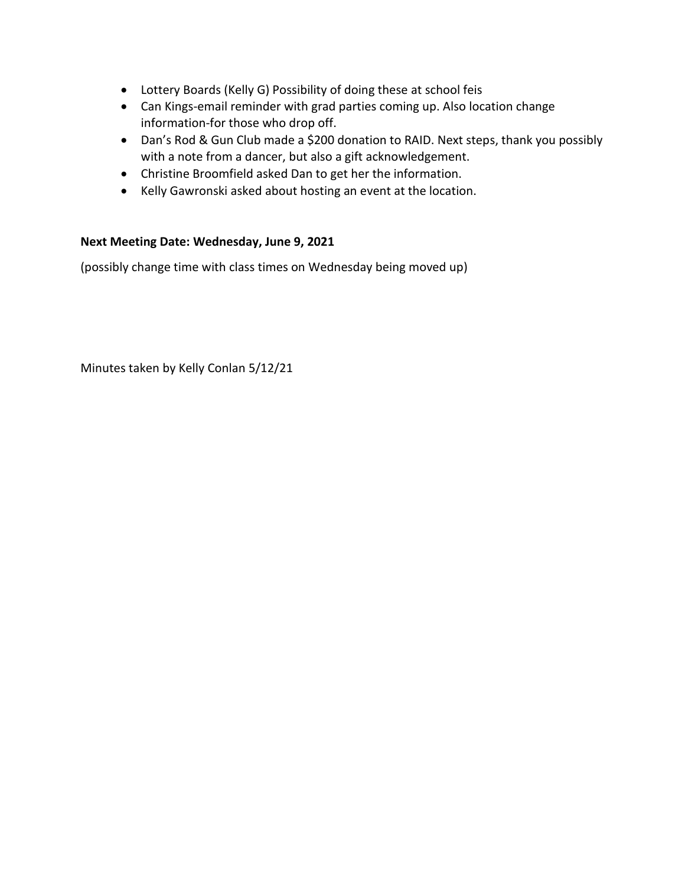- Lottery Boards (Kelly G) Possibility of doing these at school feis
- Can Kings-email reminder with grad parties coming up. Also location change information-for those who drop off.
- Dan's Rod & Gun Club made a $200 donation to RAID. Next steps, thank you possibly with a note from a dancer, but also a gift acknowledgement.
- Christine Broomfield asked Dan to get her the information.
- Kelly Gawronski asked about hosting an event at the location.

**Next Meeting Date: Wednesday, June 9, 2021**

(possibly change time with class times on Wednesday being moved up)

Minutes taken by Kelly Conlan 5/12/21